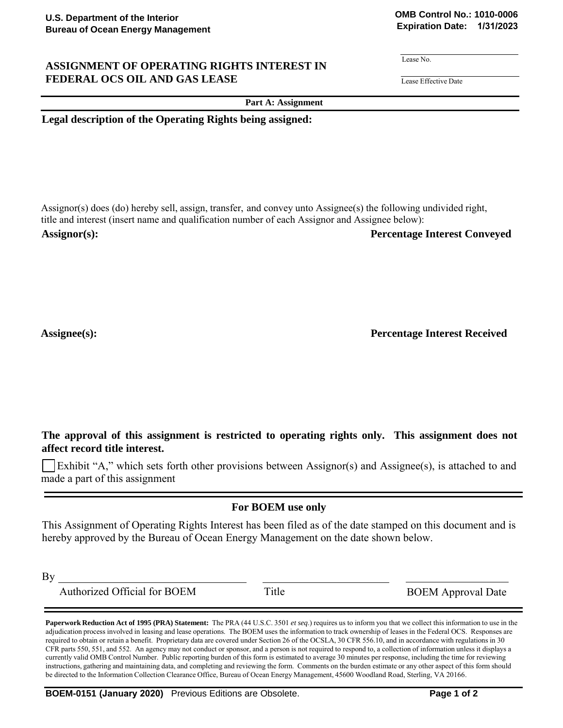U.S. Department of the Interior
Bureau of Ocean Energy Management

OMB Control No.: 1010-0006
Expiration Date: 1/31/2023

# ASSIGNMENT OF OPERATING RIGHTS INTEREST IN FEDERAL OCS OIL AND GAS LEASE

Lease No. ______________________

Lease Effective Date ______________________

## Part A: Assignment

**Legal description of the Operating Rights being assigned:**

Assignor(s) does (do) hereby sell, assign, transfer, and convey unto Assignee(s) the following undivided right, title and interest (insert name and qualification number of each Assignor and Assignee below):

**Assignor(s):** **Percentage Interest Conveyed**

**Assignee(s):** **Percentage Interest Received**

**The approval of this assignment is restricted to operating rights only. This assignment does not affect record title interest.**

☐ Exhibit "A," which sets forth other provisions between Assignor(s) and Assignee(s), is attached to and made a part of this assignment

## For BOEM use only

This Assignment of Operating Rights Interest has been filed as of the date stamped on this document and is hereby approved by the Bureau of Ocean Energy Management on the date shown below.

By ______________________ ______________________ ______________________
Authorized Official for BOEM | Title | BOEM Approval Date

**Paperwork Reduction Act of 1995 (PRA) Statement:** The PRA (44 U.S.C. 3501 *et seq*.) requires us to inform you that we collect this information to use in the adjudication process involved in leasing and lease operations. The BOEM uses the information to track ownership of leases in the Federal OCS. Responses are required to obtain or retain a benefit. Proprietary data are covered under Section 26 of the OCSLA, 30 CFR 556.10, and in accordance with regulations in 30 CFR parts 550, 551, and 552. An agency may not conduct or sponsor, and a person is not required to respond to, a collection of information unless it displays a currently valid OMB Control Number. Public reporting burden of this form is estimated to average 30 minutes per response, including the time for reviewing instructions, gathering and maintaining data, and completing and reviewing the form. Comments on the burden estimate or any other aspect of this form should be directed to the Information Collection Clearance Office, Bureau of Ocean Energy Management, 45600 Woodland Road, Sterling, VA 20166.

**BOEM-0151 (January 2020)** Previous Editions are Obsolete.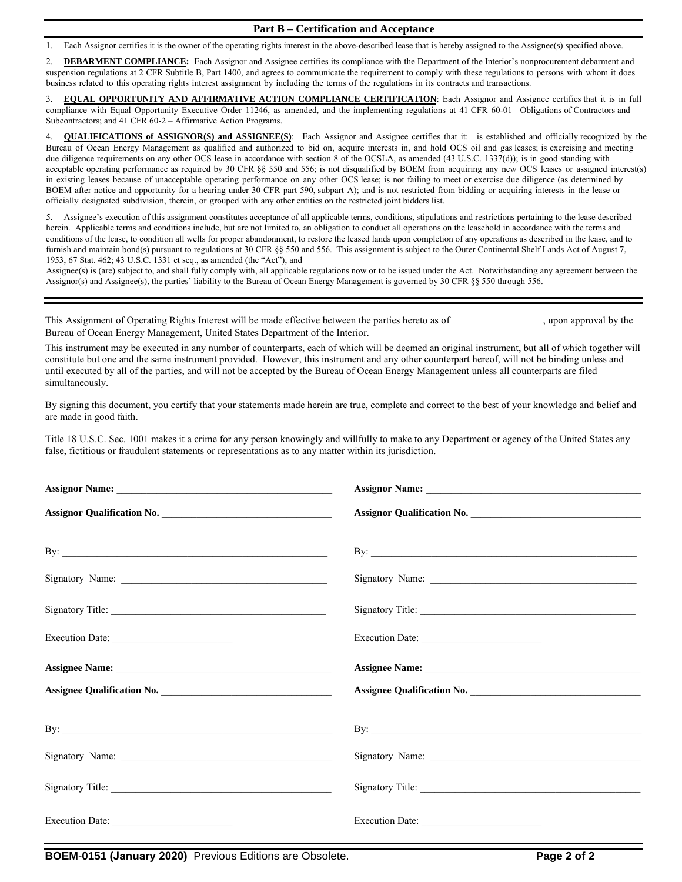## Part B – Certification and Acceptance

1. Each Assignor certifies it is the owner of the operating rights interest in the above-described lease that is hereby assigned to the Assignee(s) specified above.

2. **DEBARMENT COMPLIANCE:** Each Assignor and Assignee certifies its compliance with the Department of the Interior's nonprocurement debarment and suspension regulations at 2 CFR Subtitle B, Part 1400, and agrees to communicate the requirement to comply with these regulations to persons with whom it does business related to this operating rights interest assignment by including the terms of the regulations in its contracts and transactions.

3. **EQUAL OPPORTUNITY AND AFFIRMATIVE ACTION COMPLIANCE CERTIFICATION**: Each Assignor and Assignee certifies that it is in full compliance with Equal Opportunity Executive Order 11246, as amended, and the implementing regulations at 41 CFR 60-01 –Obligations of Contractors and Subcontractors; and 41 CFR 60-2 – Affirmative Action Programs.

4. **QUALIFICATIONS of ASSIGNOR(S) and ASSIGNEE(S)**: Each Assignor and Assignee certifies that it: is established and officially recognized by the Bureau of Ocean Energy Management as qualified and authorized to bid on, acquire interests in, and hold OCS oil and gas leases; is exercising and meeting due diligence requirements on any other OCS lease in accordance with section 8 of the OCSLA, as amended (43 U.S.C. 1337(d)); is in good standing with acceptable operating performance as required by 30 CFR §§ 550 and 556; is not disqualified by BOEM from acquiring any new OCS leases or assigned interest(s) in existing leases because of unacceptable operating performance on any other OCS lease; is not failing to meet or exercise due diligence (as determined by BOEM after notice and opportunity for a hearing under 30 CFR part 590, subpart A); and is not restricted from bidding or acquiring interests in the lease or officially designated subdivision, therein, or grouped with any other entities on the restricted joint bidders list.

5. Assignee's execution of this assignment constitutes acceptance of all applicable terms, conditions, stipulations and restrictions pertaining to the lease described herein. Applicable terms and conditions include, but are not limited to, an obligation to conduct all operations on the leasehold in accordance with the terms and conditions of the lease, to condition all wells for proper abandonment, to restore the leased lands upon completion of any operations as described in the lease, and to furnish and maintain bond(s) pursuant to regulations at 30 CFR §§ 550 and 556. This assignment is subject to the Outer Continental Shelf Lands Act of August 7, 1953, 67 Stat. 462; 43 U.S.C. 1331 et seq., as amended (the "Act"), and
Assignee(s) is (are) subject to, and shall fully comply with, all applicable regulations now or to be issued under the Act. Notwithstanding any agreement between the Assignor(s) and Assignee(s), the parties' liability to the Bureau of Ocean Energy Management is governed by 30 CFR §§ 550 through 556.

---

This Assignment of Operating Rights Interest will be made effective between the parties hereto as of ________________, upon approval by the Bureau of Ocean Energy Management, United States Department of the Interior.

This instrument may be executed in any number of counterparts, each of which will be deemed an original instrument, but all of which together will constitute but one and the same instrument provided. However, this instrument and any other counterpart hereof, will not be binding unless and until executed by all of the parties, and will not be accepted by the Bureau of Ocean Energy Management unless all counterparts are filed simultaneously.

By signing this document, you certify that your statements made herein are true, complete and correct to the best of your knowledge and belief and are made in good faith.

Title 18 U.S.C. Sec. 1001 makes it a crime for any person knowingly and willfully to make to any Department or agency of the United States any false, fictitious or fraudulent statements or representations as to any matter within its jurisdiction.

**Assignor Name:** ________________________________

**Assignor Qualification No.** ________________________

By: ________________________________

Signatory Name: ________________________________

Signatory Title: ________________________________

Execution Date: ____________________

**Assignor Name:** ________________________________

**Assignor Qualification No.** ________________________

By: ________________________________

Signatory Name: ________________________________

Signatory Title: ________________________________

Execution Date: ____________________

**Assignee Name:** ________________________________

**Assignee Qualification No.** ________________________

By: ________________________________

Signatory Name: ________________________________

Signatory Title: ________________________________

Execution Date: ____________________

**Assignee Name:** ________________________________

**Assignee Qualification No.** ________________________

By: ________________________________

Signatory Name: ________________________________

Signatory Title: ________________________________

Execution Date: ____________________

**BOEM-0151 (January 2020)** Previous Editions are Obsolete.